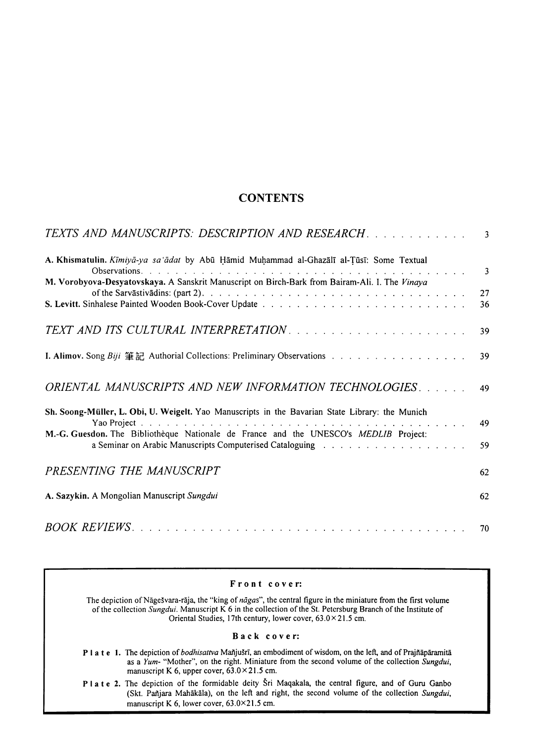# CONTENTS

## *TEXTS AND MANUSCRIPTS: DESCRIPTION AND RESEARCH* . . . . . . . . . . . . 3

**A. Khismatulin.** *Kīmiyā-ya sa'ādat* by Abū Ḥāmid Muḥammad al-Ghazālī al-Ṭūsī: Some Textual Observations . . . . . . . . . . . . . . . . . . . . . . . . . . . . . . . . . . . . 3

**M. Vorobyova-Desyatovskaya.** A Sanskrit Manuscript on Birch-Bark from Bairam-Ali. I. The *Vinaya* of the Sarvāstivādins: (part 2) . . . . . . . . . . . . . . . . . . . . . . . . . . . . . 27

**S. Levitt.** Sinhalese Painted Wooden Book-Cover Update . . . . . . . . . . . . . . . . . . . . . . . 36

## *TEXT AND ITS CULTURAL INTERPRETATION* . . . . . . . . . . . . . . . . . . . . 39

**I. Alimov.** Song *Biji* 筆記 Authorial Collections: Preliminary Observations . . . . . . . . . . . . . . . 39

## *ORIENTAL MANUSCRIPTS AND NEW INFORMATION TECHNOLOGIES* . . . . . . 49

**Sh. Soong-Müller, L. Obi, U. Weigelt.** Yao Manuscripts in the Bavarian State Library: the Munich Yao Project . . . . . . . . . . . . . . . . . . . . . . . . . . . . . . . . . . . . . . 49

**M.-G. Guesdon.** The Bibliothèque Nationale de France and the UNESCO's *MEDLIB* Project: a Seminar on Arabic Manuscripts Computerised Cataloguing . . . . . . . . . . . . . . . . . 59

## *PRESENTING THE MANUSCRIPT* 62

**A. Sazykin.** A Mongolian Manuscript *Sungdui* 62

## *BOOK REVIEWS* . . . . . . . . . . . . . . . . . . . . . . . . . . . . . . . . . . . . 70

---

**Front cover:**

The depiction of Nāgeśvara-rāja, the "king of *nāgas*", the central figure in the miniature from the first volume of the collection *Sungdui*. Manuscript K 6 in the collection of the St. Petersburg Branch of the Institute of Oriental Studies, 17th century, lower cover, 63.0×21.5 cm.

**Back cover:**

**Plate 1.** The depiction of *bodhisattva* Mañjuśrī, an embodiment of wisdom, on the left, and of Prajñāpāramitā as a *Yum*- "Mother", on the right. Miniature from the second volume of the collection *Sungdui*, manuscript K 6, upper cover, 63.0×21.5 cm.

**Plate 2.** The depiction of the formidable deity Śri Maqakala, the central figure, and of Guru Ganbo (Skt. Pañjara Mahākāla), on the left and right, the second volume of the collection *Sungdui*, manuscript K 6, lower cover, 63.0×21.5 cm.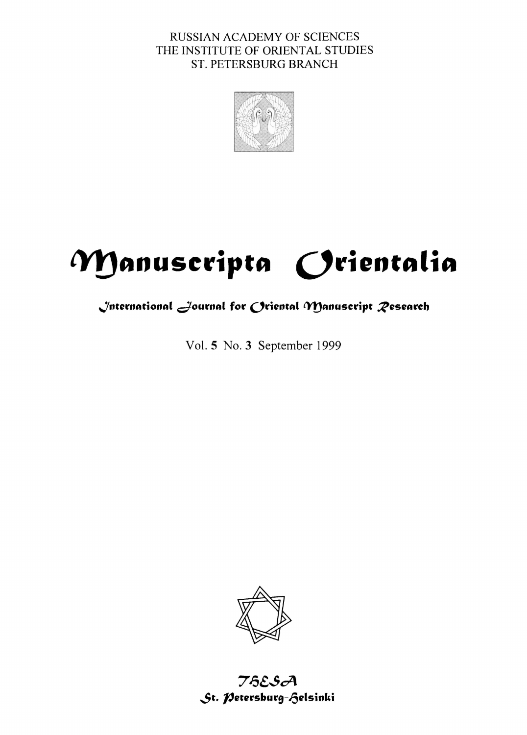RUSSIAN ACADEMY OF SCIENCES
THE INSTITUTE OF ORIENTAL STUDIES
ST. PETERSBURG BRANCH

# Manuscripta Orientalia

## International Journal for Oriental Manuscript Research

Vol. **5** No. **3** September 1999

THESA
St. Petersburg-Helsinki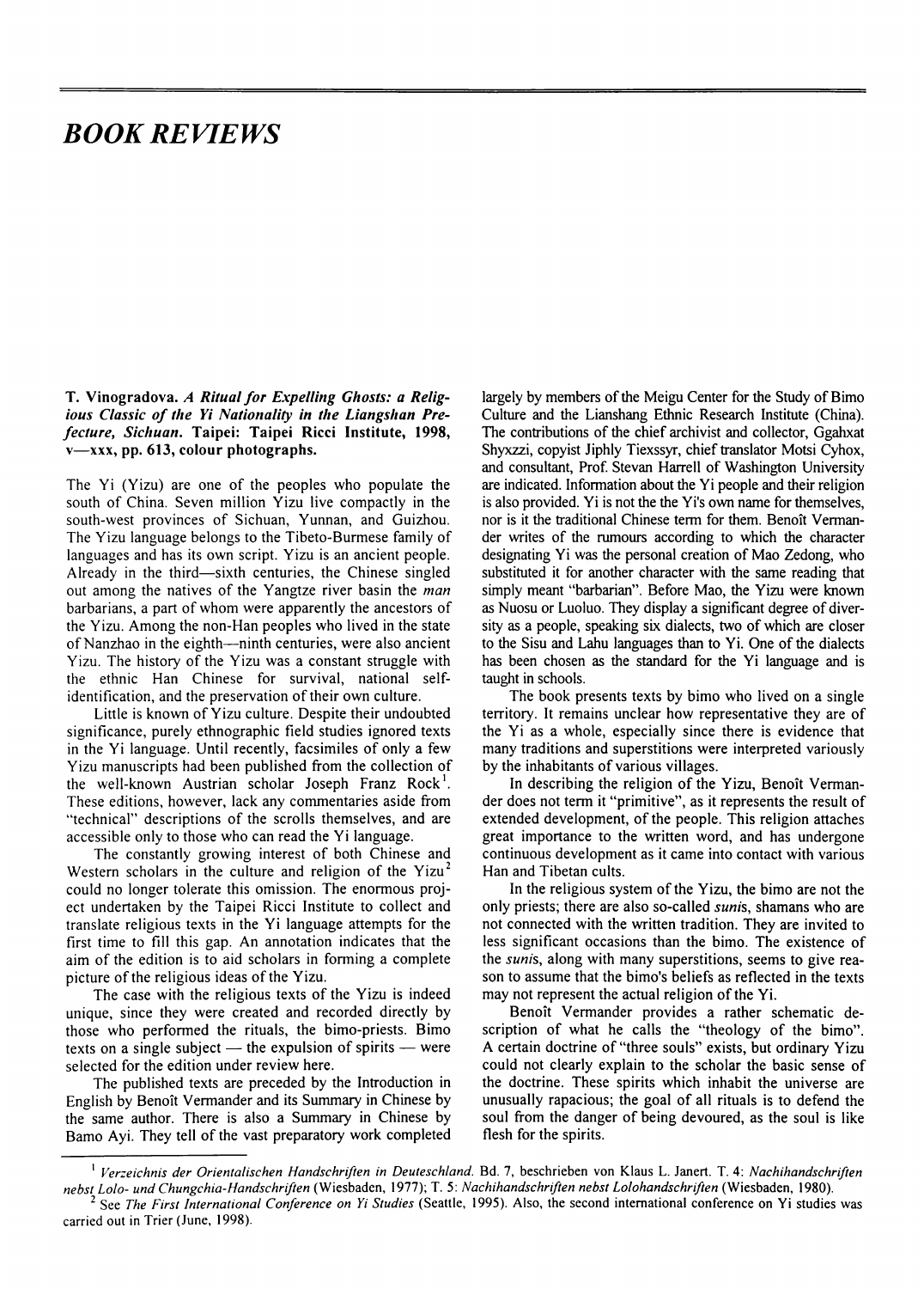# BOOK REVIEWS

**T. Vinogradova.** ***A Ritual for Expelling Ghosts: a Religious Classic of the Yi Nationality in the Liangshan Prefecture, Sichuan.*** **Taipei: Taipei Ricci Institute, 1998, v—xxx, pp. 613, colour photographs.**

The Yi (Yizu) are one of the peoples who populate the south of China. Seven million Yizu live compactly in the south-west provinces of Sichuan, Yunnan, and Guizhou. The Yizu language belongs to the Tibeto-Burmese family of languages and has its own script. Yizu is an ancient people. Already in the third—sixth centuries, the Chinese singled out among the natives of the Yangtze river basin the *man* barbarians, a part of whom were apparently the ancestors of the Yizu. Among the non-Han peoples who lived in the state of Nanzhao in the eighth—ninth centuries, were also ancient Yizu. The history of the Yizu was a constant struggle with the ethnic Han Chinese for survival, national self-identification, and the preservation of their own culture.

Little is known of Yizu culture. Despite their undoubted significance, purely ethnographic field studies ignored texts in the Yi language. Until recently, facsimiles of only a few Yizu manuscripts had been published from the collection of the well-known Austrian scholar Joseph Franz Rock[1]. These editions, however, lack any commentaries aside from "technical" descriptions of the scrolls themselves, and are accessible only to those who can read the Yi language.

The constantly growing interest of both Chinese and Western scholars in the culture and religion of the Yizu[2] could no longer tolerate this omission. The enormous project undertaken by the Taipei Ricci Institute to collect and translate religious texts in the Yi language attempts for the first time to fill this gap. An annotation indicates that the aim of the edition is to aid scholars in forming a complete picture of the religious ideas of the Yizu.

The case with the religious texts of the Yizu is indeed unique, since they were created and recorded directly by those who performed the rituals, the bimo-priests. Bimo texts on a single subject — the expulsion of spirits — were selected for the edition under review here.

The published texts are preceded by the Introduction in English by Benoît Vermander and its Summary in Chinese by the same author. There is also a Summary in Chinese by Bamo Ayi. They tell of the vast preparatory work completed largely by members of the Meigu Center for the Study of Bimo Culture and the Lianshang Ethnic Research Institute (China). The contributions of the chief archivist and collector, Ggahxat Shyxzzi, copyist Jiphly Tiexssyr, chief translator Motsi Cyhox, and consultant, Prof. Stevan Harrell of Washington University are indicated. Information about the Yi people and their religion is also provided. Yi is not the the Yi's own name for themselves, nor is it the traditional Chinese term for them. Benoît Vermander writes of the rumours according to which the character designating Yi was the personal creation of Mao Zedong, who substituted it for another character with the same reading that simply meant "barbarian". Before Mao, the Yizu were known as Nuosu or Luoluo. They display a significant degree of diversity as a people, speaking six dialects, two of which are closer to the Sisu and Lahu languages than to Yi. One of the dialects has been chosen as the standard for the Yi language and is taught in schools.

The book presents texts by bimo who lived on a single territory. It remains unclear how representative they are of the Yi as a whole, especially since there is evidence that many traditions and superstitions were interpreted variously by the inhabitants of various villages.

In describing the religion of the Yizu, Benoît Vermander does not term it "primitive", as it represents the result of extended development, of the people. This religion attaches great importance to the written word, and has undergone continuous development as it came into contact with various Han and Tibetan cults.

In the religious system of the Yizu, the bimo are not the only priests; there are also so-called *sunis*, shamans who are not connected with the written tradition. They are invited to less significant occasions than the bimo. The existence of the *sunis*, along with many superstitions, seems to give reason to assume that the bimo's beliefs as reflected in the texts may not represent the actual religion of the Yi.

Benoît Vermander provides a rather schematic description of what he calls the "theology of the bimo". A certain doctrine of "three souls" exists, but ordinary Yizu could not clearly explain to the scholar the basic sense of the doctrine. These spirits which inhabit the universe are unusually rapacious; the goal of all rituals is to defend the soul from the danger of being devoured, as the soul is like flesh for the spirits.

---

[1] *Verzeichnis der Orientalischen Handschriften in Deuteschland.* Bd. 7, beschrieben von Klaus L. Janert. T. 4: *Nachihandschriften nebst Lolo- und Chungchia-Handschriften* (Wiesbaden, 1977); T. 5: *Nachihandschriften nebst Lolohandschriften* (Wiesbaden, 1980).

[2] See *The First International Conference on Yi Studies* (Seattle, 1995). Also, the second international conference on Yi studies was carried out in Trier (June, 1998).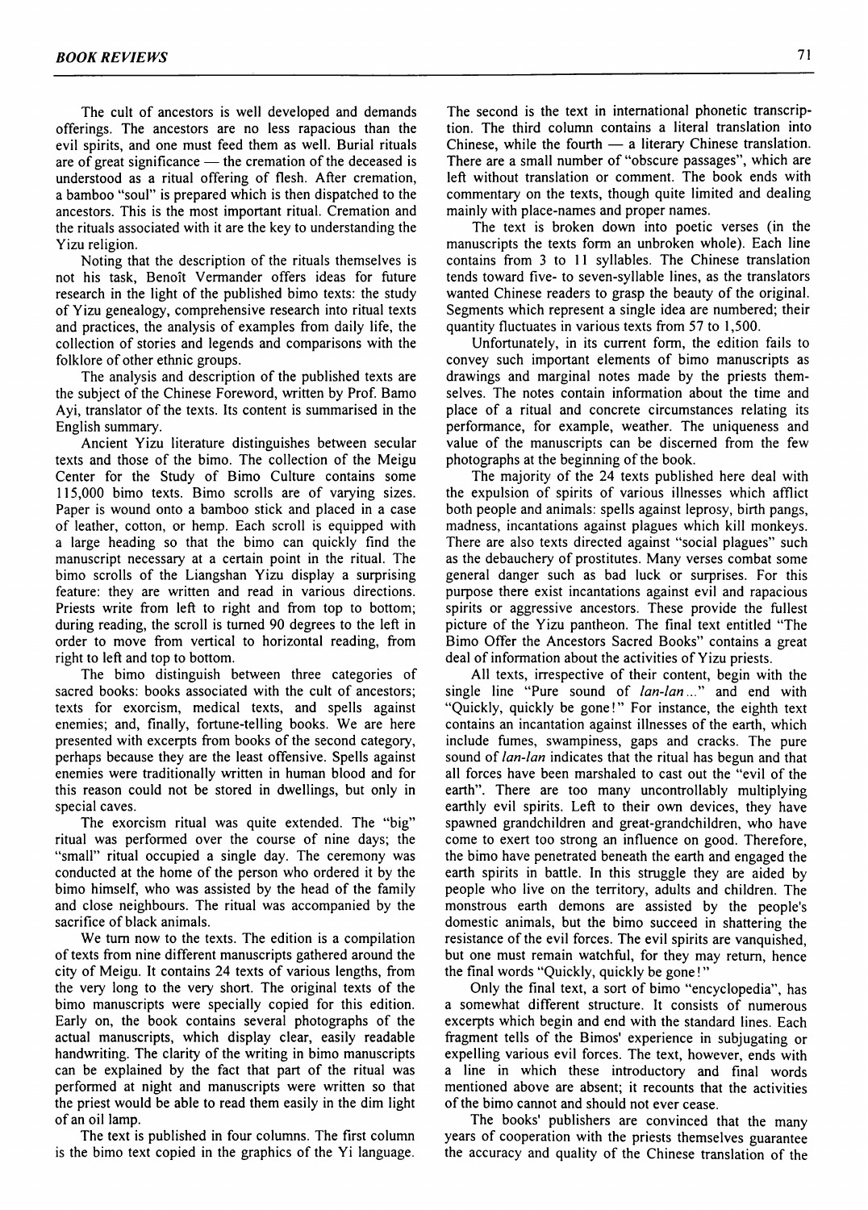The cult of ancestors is well developed and demands offerings. The ancestors are no less rapacious than the evil spirits, and one must feed them as well. Burial rituals are of great significance — the cremation of the deceased is understood as a ritual offering of flesh. After cremation, a bamboo "soul" is prepared which is then dispatched to the ancestors. This is the most important ritual. Cremation and the rituals associated with it are the key to understanding the Yizu religion.

Noting that the description of the rituals themselves is not his task, Benoît Vermander offers ideas for future research in the light of the published bimo texts: the study of Yizu genealogy, comprehensive research into ritual texts and practices, the analysis of examples from daily life, the collection of stories and legends and comparisons with the folklore of other ethnic groups.

The analysis and description of the published texts are the subject of the Chinese Foreword, written by Prof. Bamo Ayi, translator of the texts. Its content is summarised in the English summary.

Ancient Yizu literature distinguishes between secular texts and those of the bimo. The collection of the Meigu Center for the Study of Bimo Culture contains some 115,000 bimo texts. Bimo scrolls are of varying sizes. Paper is wound onto a bamboo stick and placed in a case of leather, cotton, or hemp. Each scroll is equipped with a large heading so that the bimo can quickly find the manuscript necessary at a certain point in the ritual. The bimo scrolls of the Liangshan Yizu display a surprising feature: they are written and read in various directions. Priests write from left to right and from top to bottom; during reading, the scroll is turned 90 degrees to the left in order to move from vertical to horizontal reading, from right to left and top to bottom.

The bimo distinguish between three categories of sacred books: books associated with the cult of ancestors; texts for exorcism, medical texts, and spells against enemies; and, finally, fortune-telling books. We are here presented with excerpts from books of the second category, perhaps because they are the least offensive. Spells against enemies were traditionally written in human blood and for this reason could not be stored in dwellings, but only in special caves.

The exorcism ritual was quite extended. The "big" ritual was performed over the course of nine days; the "small" ritual occupied a single day. The ceremony was conducted at the home of the person who ordered it by the bimo himself, who was assisted by the head of the family and close neighbours. The ritual was accompanied by the sacrifice of black animals.

We turn now to the texts. The edition is a compilation of texts from nine different manuscripts gathered around the city of Meigu. It contains 24 texts of various lengths, from the very long to the very short. The original texts of the bimo manuscripts were specially copied for this edition. Early on, the book contains several photographs of the actual manuscripts, which display clear, easily readable handwriting. The clarity of the writing in bimo manuscripts can be explained by the fact that part of the ritual was performed at night and manuscripts were written so that the priest would be able to read them easily in the dim light of an oil lamp.

The text is published in four columns. The first column is the bimo text copied in the graphics of the Yi language. The second is the text in international phonetic transcription. The third column contains a literal translation into Chinese, while the fourth — a literary Chinese translation. There are a small number of "obscure passages", which are left without translation or comment. The book ends with commentary on the texts, though quite limited and dealing mainly with place-names and proper names.

The text is broken down into poetic verses (in the manuscripts the texts form an unbroken whole). Each line contains from 3 to 11 syllables. The Chinese translation tends toward five- to seven-syllable lines, as the translators wanted Chinese readers to grasp the beauty of the original. Segments which represent a single idea are numbered; their quantity fluctuates in various texts from 57 to 1,500.

Unfortunately, in its current form, the edition fails to convey such important elements of bimo manuscripts as drawings and marginal notes made by the priests themselves. The notes contain information about the time and place of a ritual and concrete circumstances relating its performance, for example, weather. The uniqueness and value of the manuscripts can be discerned from the few photographs at the beginning of the book.

The majority of the 24 texts published here deal with the expulsion of spirits of various illnesses which afflict both people and animals: spells against leprosy, birth pangs, madness, incantations against plagues which kill monkeys. There are also texts directed against "social plagues" such as the debauchery of prostitutes. Many verses combat some general danger such as bad luck or surprises. For this purpose there exist incantations against evil and rapacious spirits or aggressive ancestors. These provide the fullest picture of the Yizu pantheon. The final text entitled "The Bimo Offer the Ancestors Sacred Books" contains a great deal of information about the activities of Yizu priests.

All texts, irrespective of their content, begin with the single line "Pure sound of *lan-lan*..." and end with "Quickly, quickly be gone!" For instance, the eighth text contains an incantation against illnesses of the earth, which include fumes, swampiness, gaps and cracks. The pure sound of *lan-lan* indicates that the ritual has begun and that all forces have been marshaled to cast out the "evil of the earth". There are too many uncontrollably multiplying earthly evil spirits. Left to their own devices, they have spawned grandchildren and great-grandchildren, who have come to exert too strong an influence on good. Therefore, the bimo have penetrated beneath the earth and engaged the earth spirits in battle. In this struggle they are aided by people who live on the territory, adults and children. The monstrous earth demons are assisted by the people's domestic animals, but the bimo succeed in shattering the resistance of the evil forces. The evil spirits are vanquished, but one must remain watchful, for they may return, hence the final words "Quickly, quickly be gone!"

Only the final text, a sort of bimo "encyclopedia", has a somewhat different structure. It consists of numerous excerpts which begin and end with the standard lines. Each fragment tells of the Bimos' experience in subjugating or expelling various evil forces. The text, however, ends with a line in which these introductory and final words mentioned above are absent; it recounts that the activities of the bimo cannot and should not ever cease.

The books' publishers are convinced that the many years of cooperation with the priests themselves guarantee the accuracy and quality of the Chinese translation of the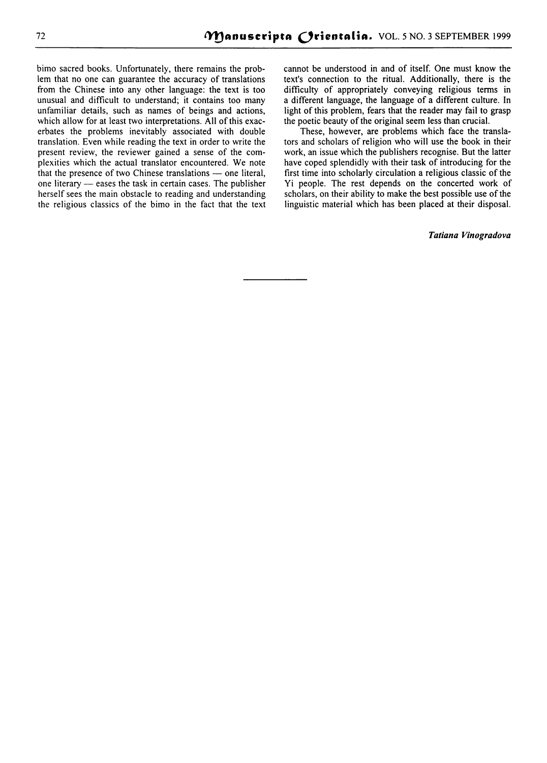bimo sacred books. Unfortunately, there remains the problem that no one can guarantee the accuracy of translations from the Chinese into any other language: the text is too unusual and difficult to understand; it contains too many unfamiliar details, such as names of beings and actions, which allow for at least two interpretations. All of this exacerbates the problems inevitably associated with double translation. Even while reading the text in order to write the present review, the reviewer gained a sense of the complexities which the actual translator encountered. We note that the presence of two Chinese translations — one literal, one literary — eases the task in certain cases. The publisher herself sees the main obstacle to reading and understanding the religious classics of the bimo in the fact that the text cannot be understood in and of itself. One must know the text's connection to the ritual. Additionally, there is the difficulty of appropriately conveying religious terms in a different language, the language of a different culture. In light of this problem, fears that the reader may fail to grasp the poetic beauty of the original seem less than crucial.

These, however, are problems which face the translators and scholars of religion who will use the book in their work, an issue which the publishers recognise. But the latter have coped splendidly with their task of introducing for the first time into scholarly circulation a religious classic of the Yi people. The rest depends on the concerted work of scholars, on their ability to make the best possible use of the linguistic material which has been placed at their disposal.

***Tatiana Vinogradova***